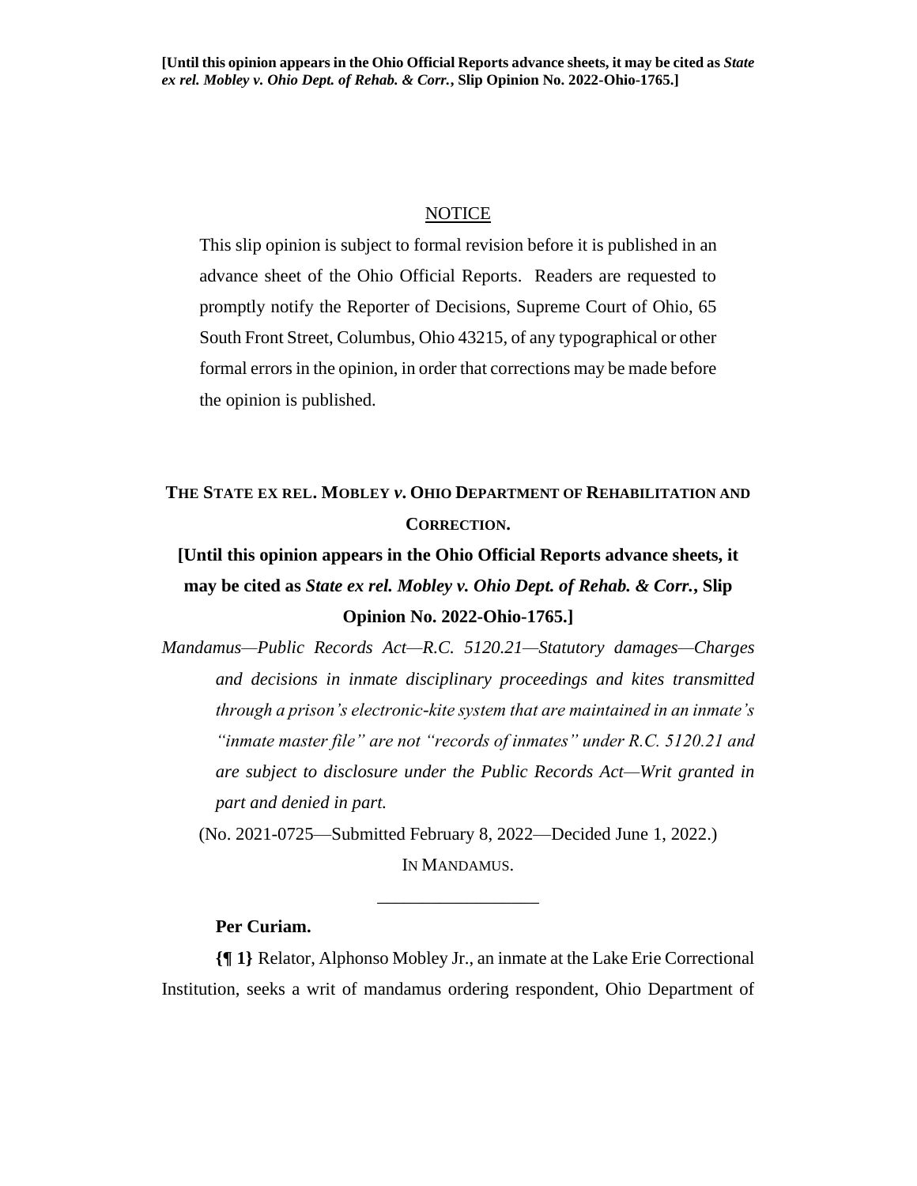**[Until this opinion appears in the Ohio Official Reports advance sheets, it may be cited as *State ex rel. Mobley v. Ohio Dept. of Rehab. & Corr.*, Slip Opinion No. 2022-Ohio-1765.]**

NOTICE

This slip opinion is subject to formal revision before it is published in an advance sheet of the Ohio Official Reports. Readers are requested to promptly notify the Reporter of Decisions, Supreme Court of Ohio, 65 South Front Street, Columbus, Ohio 43215, of any typographical or other formal errors in the opinion, in order that corrections may be made before the opinion is published.

**THE STATE EX REL. MOBLEY *v.* OHIO DEPARTMENT OF REHABILITATION AND CORRECTION.**

**[Until this opinion appears in the Ohio Official Reports advance sheets, it may be cited as *State ex rel. Mobley v. Ohio Dept. of Rehab. & Corr.*, Slip Opinion No. 2022-Ohio-1765.]**

*Mandamus—Public Records Act—R.C. 5120.21—Statutory damages—Charges and decisions in inmate disciplinary proceedings and kites transmitted through a prison's electronic-kite system that are maintained in an inmate's "inmate master file" are not "records of inmates" under R.C. 5120.21 and are subject to disclosure under the Public Records Act—Writ granted in part and denied in part.*

(No. 2021-0725—Submitted February 8, 2022—Decided June 1, 2022.)

IN MANDAMUS.

---

**Per Curiam.**

**{¶ 1}** Relator, Alphonso Mobley Jr., an inmate at the Lake Erie Correctional Institution, seeks a writ of mandamus ordering respondent, Ohio Department of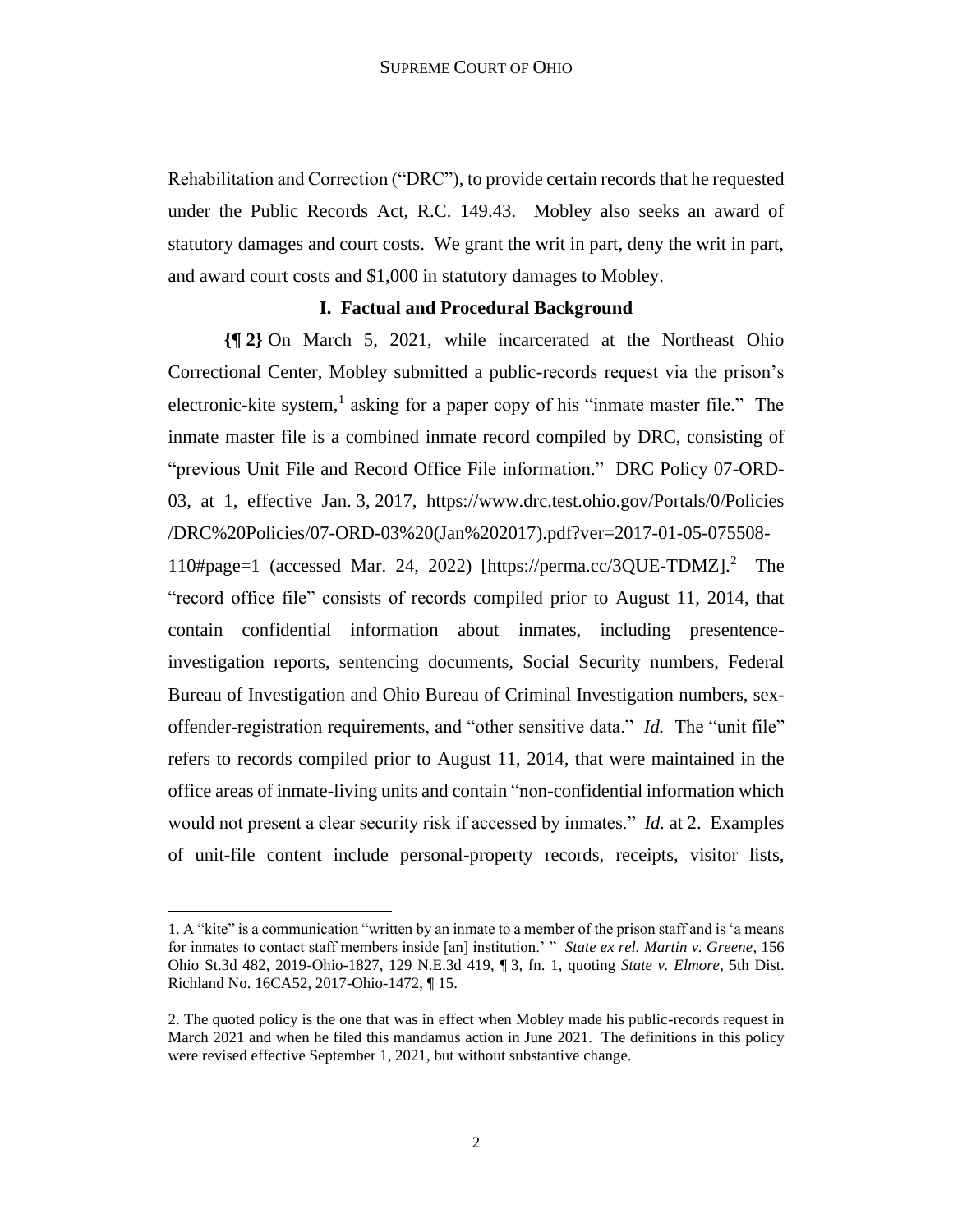Rehabilitation and Correction ("DRC"), to provide certain records that he requested under the Public Records Act, R.C. 149.43. Mobley also seeks an award of statutory damages and court costs. We grant the writ in part, deny the writ in part, and award court costs and $1,000 in statutory damages to Mobley.

## I. Factual and Procedural Background

**{¶ 2}** On March 5, 2021, while incarcerated at the Northeast Ohio Correctional Center, Mobley submitted a public-records request via the prison's electronic-kite system,[1] asking for a paper copy of his "inmate master file." The inmate master file is a combined inmate record compiled by DRC, consisting of "previous Unit File and Record Office File information." DRC Policy 07-ORD-03, at 1, effective Jan. 3, 2017, https://www.drc.test.ohio.gov/Portals/0/Policies/DRC%20Policies/07-ORD-03%20(Jan%202017).pdf?ver=2017-01-05-075508-110#page=1 (accessed Mar. 24, 2022) [https://perma.cc/3QUE-TDMZ].[2] The "record office file" consists of records compiled prior to August 11, 2014, that contain confidential information about inmates, including presentence-investigation reports, sentencing documents, Social Security numbers, Federal Bureau of Investigation and Ohio Bureau of Criminal Investigation numbers, sex-offender-registration requirements, and "other sensitive data." *Id.* The "unit file" refers to records compiled prior to August 11, 2014, that were maintained in the office areas of inmate-living units and contain "non-confidential information which would not present a clear security risk if accessed by inmates." *Id.* at 2. Examples of unit-file content include personal-property records, receipts, visitor lists,

1. A "kite" is a communication "written by an inmate to a member of the prison staff and is 'a means for inmates to contact staff members inside [an] institution.' " *State ex rel. Martin v. Greene*, 156 Ohio St.3d 482, 2019-Ohio-1827, 129 N.E.3d 419, ¶ 3, fn. 1, quoting *State v. Elmore*, 5th Dist. Richland No. 16CA52, 2017-Ohio-1472, ¶ 15.

2. The quoted policy is the one that was in effect when Mobley made his public-records request in March 2021 and when he filed this mandamus action in June 2021. The definitions in this policy were revised effective September 1, 2021, but without substantive change.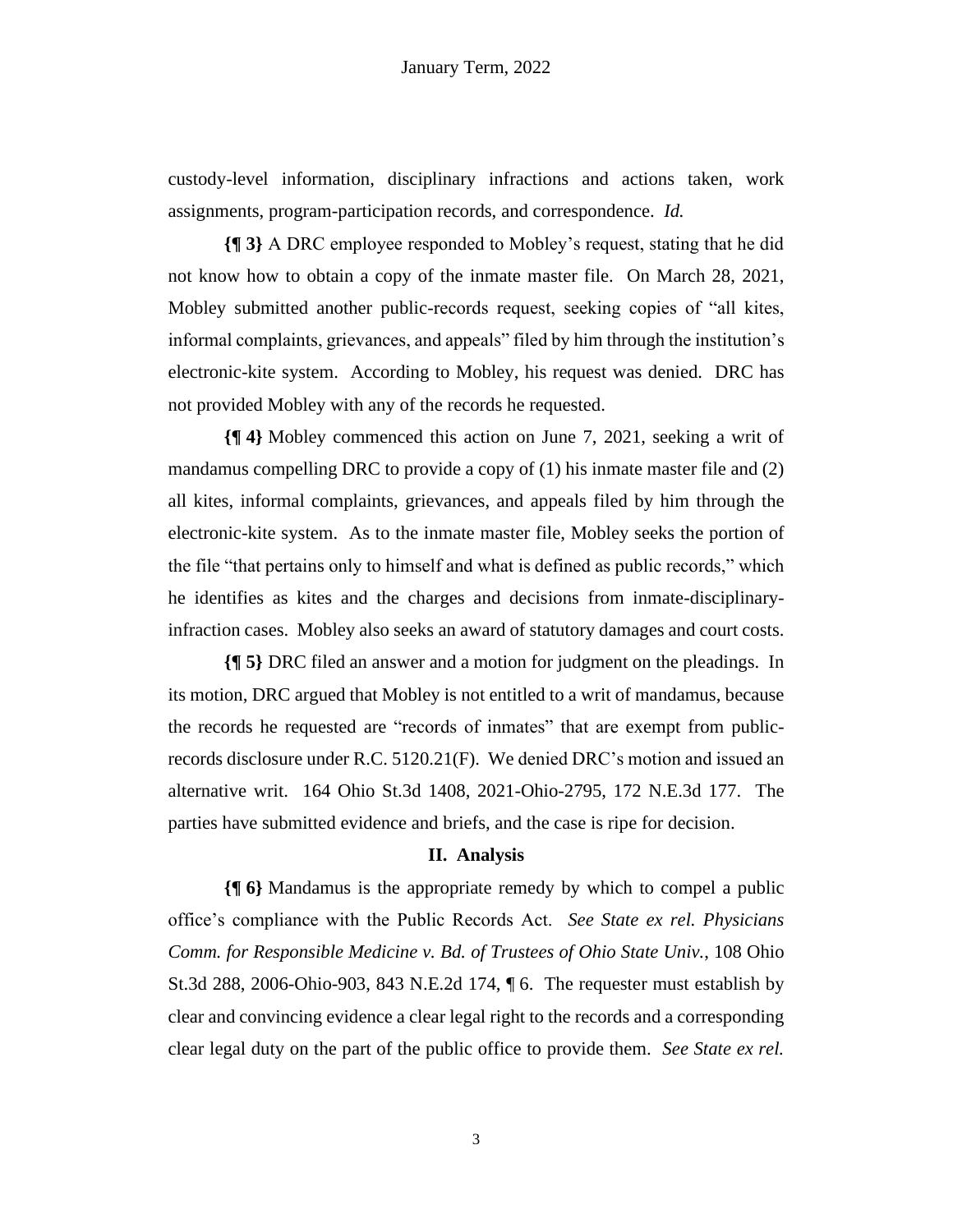custody-level information, disciplinary infractions and actions taken, work assignments, program-participation records, and correspondence. *Id.*

**{¶ 3}** A DRC employee responded to Mobley's request, stating that he did not know how to obtain a copy of the inmate master file. On March 28, 2021, Mobley submitted another public-records request, seeking copies of "all kites, informal complaints, grievances, and appeals" filed by him through the institution's electronic-kite system. According to Mobley, his request was denied. DRC has not provided Mobley with any of the records he requested.

**{¶ 4}** Mobley commenced this action on June 7, 2021, seeking a writ of mandamus compelling DRC to provide a copy of (1) his inmate master file and (2) all kites, informal complaints, grievances, and appeals filed by him through the electronic-kite system. As to the inmate master file, Mobley seeks the portion of the file "that pertains only to himself and what is defined as public records," which he identifies as kites and the charges and decisions from inmate-disciplinary-infraction cases. Mobley also seeks an award of statutory damages and court costs.

**{¶ 5}** DRC filed an answer and a motion for judgment on the pleadings. In its motion, DRC argued that Mobley is not entitled to a writ of mandamus, because the records he requested are "records of inmates" that are exempt from public-records disclosure under R.C. 5120.21(F). We denied DRC's motion and issued an alternative writ. 164 Ohio St.3d 1408, 2021-Ohio-2795, 172 N.E.3d 177. The parties have submitted evidence and briefs, and the case is ripe for decision.

## II. Analysis

**{¶ 6}** Mandamus is the appropriate remedy by which to compel a public office's compliance with the Public Records Act. *See State ex rel. Physicians Comm. for Responsible Medicine v. Bd. of Trustees of Ohio State Univ.*, 108 Ohio St.3d 288, 2006-Ohio-903, 843 N.E.2d 174, ¶ 6. The requester must establish by clear and convincing evidence a clear legal right to the records and a corresponding clear legal duty on the part of the public office to provide them. *See State ex rel.*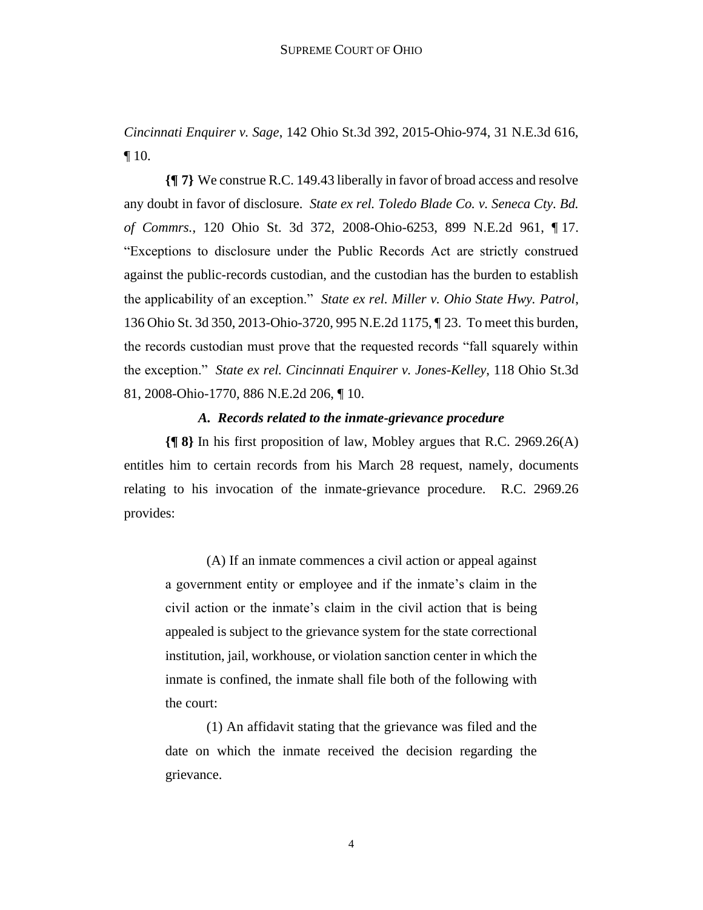*Cincinnati Enquirer v. Sage*, 142 Ohio St.3d 392, 2015-Ohio-974, 31 N.E.3d 616, ¶ 10.

**{¶ 7}** We construe R.C. 149.43 liberally in favor of broad access and resolve any doubt in favor of disclosure. *State ex rel. Toledo Blade Co. v. Seneca Cty. Bd. of Commrs.*, 120 Ohio St. 3d 372, 2008-Ohio-6253, 899 N.E.2d 961, ¶ 17. "Exceptions to disclosure under the Public Records Act are strictly construed against the public-records custodian, and the custodian has the burden to establish the applicability of an exception." *State ex rel. Miller v. Ohio State Hwy. Patrol*, 136 Ohio St. 3d 350, 2013-Ohio-3720, 995 N.E.2d 1175, ¶ 23. To meet this burden, the records custodian must prove that the requested records "fall squarely within the exception." *State ex rel. Cincinnati Enquirer v. Jones-Kelley*, 118 Ohio St.3d 81, 2008-Ohio-1770, 886 N.E.2d 206, ¶ 10.

### *A. Records related to the inmate-grievance procedure*

**{¶ 8}** In his first proposition of law, Mobley argues that R.C. 2969.26(A) entitles him to certain records from his March 28 request, namely, documents relating to his invocation of the inmate-grievance procedure. R.C. 2969.26 provides:

> (A) If an inmate commences a civil action or appeal against a government entity or employee and if the inmate's claim in the civil action or the inmate's claim in the civil action that is being appealed is subject to the grievance system for the state correctional institution, jail, workhouse, or violation sanction center in which the inmate is confined, the inmate shall file both of the following with the court:
>
> (1) An affidavit stating that the grievance was filed and the date on which the inmate received the decision regarding the grievance.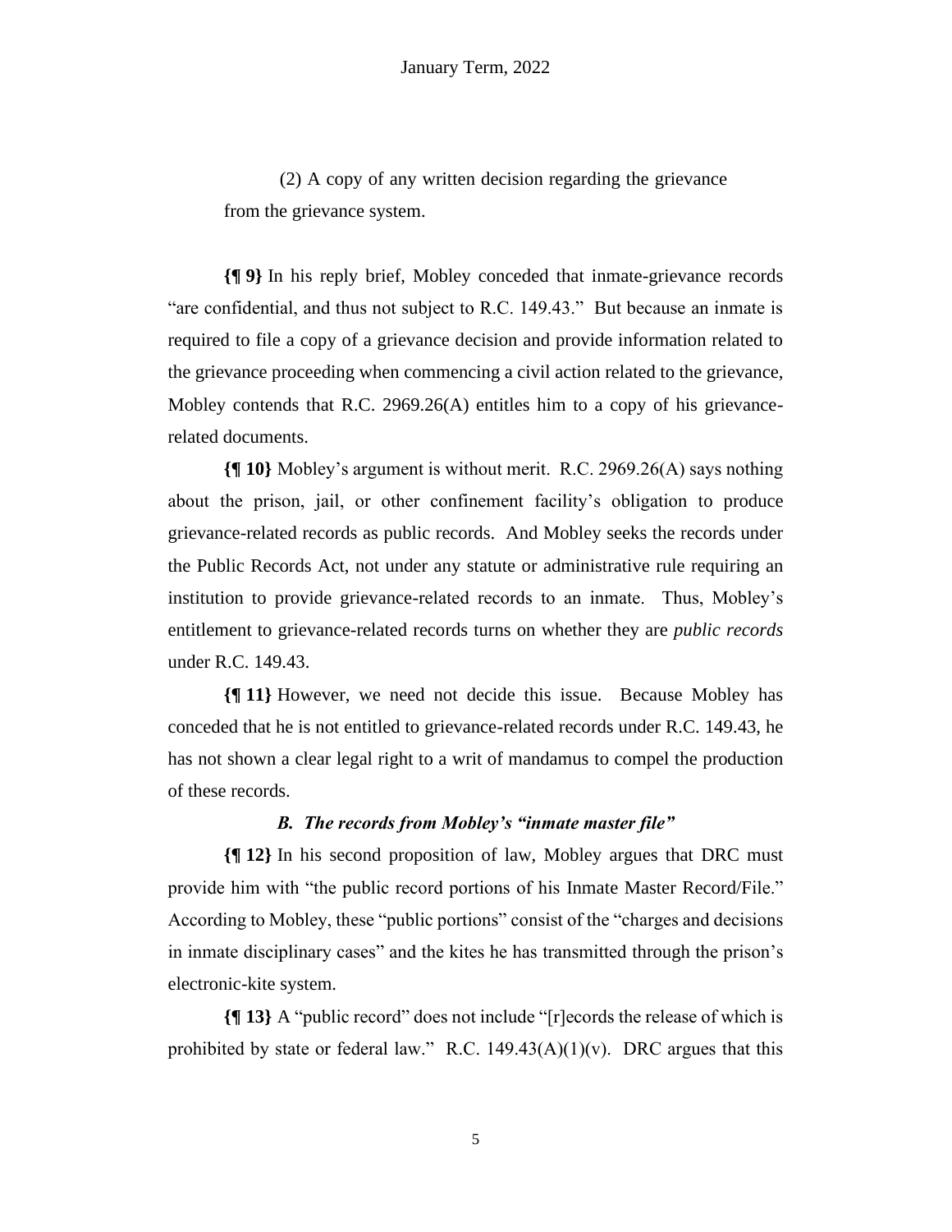(2) A copy of any written decision regarding the grievance from the grievance system.

**{¶ 9}** In his reply brief, Mobley conceded that inmate-grievance records "are confidential, and thus not subject to R.C. 149.43." But because an inmate is required to file a copy of a grievance decision and provide information related to the grievance proceeding when commencing a civil action related to the grievance, Mobley contends that R.C. 2969.26(A) entitles him to a copy of his grievance-related documents.

**{¶ 10}** Mobley's argument is without merit. R.C. 2969.26(A) says nothing about the prison, jail, or other confinement facility's obligation to produce grievance-related records as public records. And Mobley seeks the records under the Public Records Act, not under any statute or administrative rule requiring an institution to provide grievance-related records to an inmate. Thus, Mobley's entitlement to grievance-related records turns on whether they are *public records* under R.C. 149.43.

**{¶ 11}** However, we need not decide this issue. Because Mobley has conceded that he is not entitled to grievance-related records under R.C. 149.43, he has not shown a clear legal right to a writ of mandamus to compel the production of these records.

### *B. The records from Mobley's "inmate master file"*

**{¶ 12}** In his second proposition of law, Mobley argues that DRC must provide him with "the public record portions of his Inmate Master Record/File." According to Mobley, these "public portions" consist of the "charges and decisions in inmate disciplinary cases" and the kites he has transmitted through the prison's electronic-kite system.

**{¶ 13}** A "public record" does not include "[r]ecords the release of which is prohibited by state or federal law." R.C. 149.43(A)(1)(v). DRC argues that this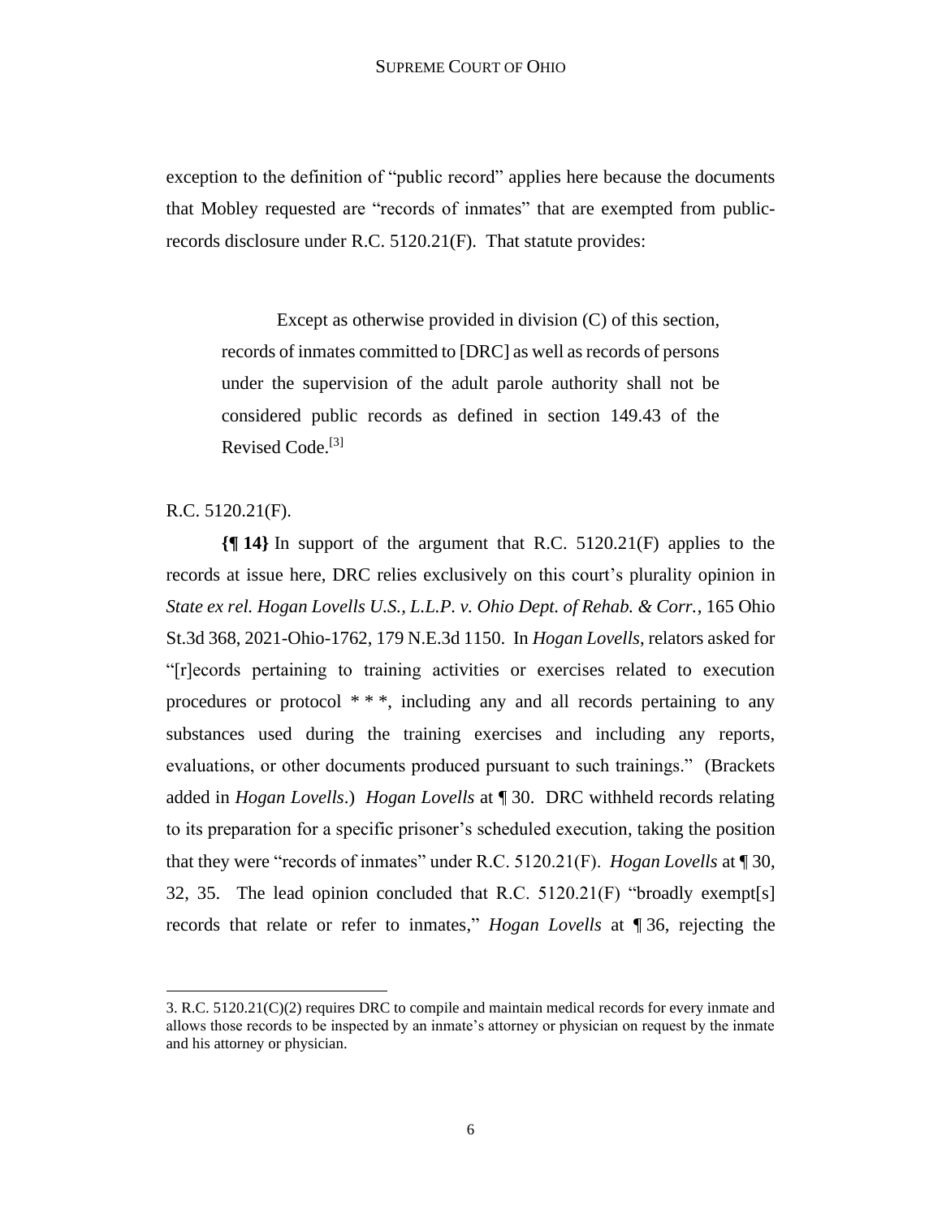exception to the definition of "public record" applies here because the documents that Mobley requested are "records of inmates" that are exempted from public-records disclosure under R.C. 5120.21(F). That statute provides:

> Except as otherwise provided in division (C) of this section, records of inmates committed to [DRC] as well as records of persons under the supervision of the adult parole authority shall not be considered public records as defined in section 149.43 of the Revised Code.[3]

R.C. 5120.21(F).

**{¶ 14}** In support of the argument that R.C. 5120.21(F) applies to the records at issue here, DRC relies exclusively on this court's plurality opinion in *State ex rel. Hogan Lovells U.S., L.L.P. v. Ohio Dept. of Rehab. & Corr.*, 165 Ohio St.3d 368, 2021-Ohio-1762, 179 N.E.3d 1150. In *Hogan Lovells*, relators asked for "[r]ecords pertaining to training activities or exercises related to execution procedures or protocol * * *, including any and all records pertaining to any substances used during the training exercises and including any reports, evaluations, or other documents produced pursuant to such trainings." (Brackets added in *Hogan Lovells*.) *Hogan Lovells* at ¶ 30. DRC withheld records relating to its preparation for a specific prisoner's scheduled execution, taking the position that they were "records of inmates" under R.C. 5120.21(F). *Hogan Lovells* at ¶ 30, 32, 35. The lead opinion concluded that R.C. 5120.21(F) "broadly exempt[s] records that relate or refer to inmates," *Hogan Lovells* at ¶ 36, rejecting the

---

3. R.C. 5120.21(C)(2) requires DRC to compile and maintain medical records for every inmate and allows those records to be inspected by an inmate's attorney or physician on request by the inmate and his attorney or physician.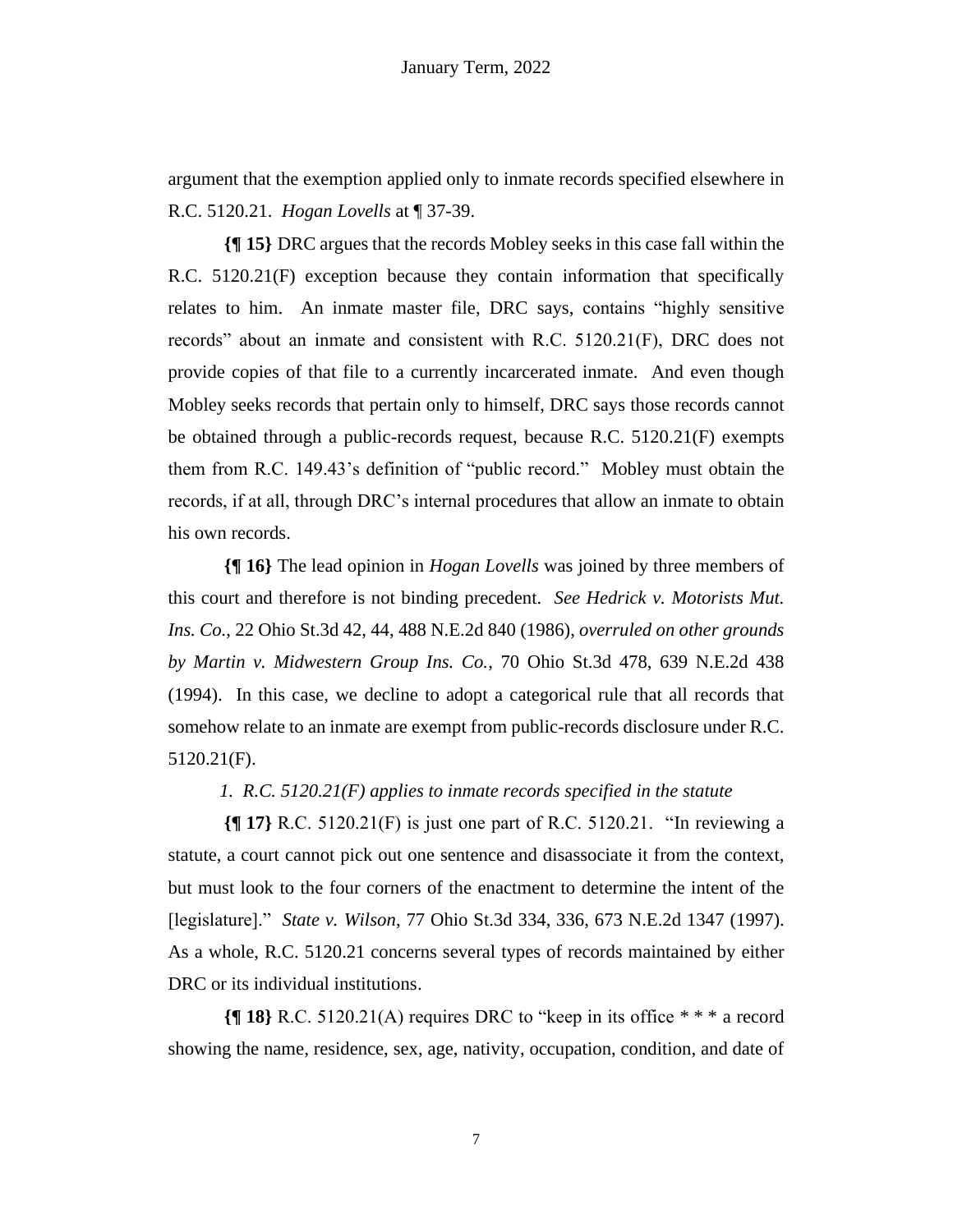argument that the exemption applied only to inmate records specified elsewhere in R.C. 5120.21. *Hogan Lovells* at ¶ 37-39.

**{¶ 15}** DRC argues that the records Mobley seeks in this case fall within the R.C. 5120.21(F) exception because they contain information that specifically relates to him. An inmate master file, DRC says, contains "highly sensitive records" about an inmate and consistent with R.C. 5120.21(F), DRC does not provide copies of that file to a currently incarcerated inmate. And even though Mobley seeks records that pertain only to himself, DRC says those records cannot be obtained through a public-records request, because R.C. 5120.21(F) exempts them from R.C. 149.43's definition of "public record." Mobley must obtain the records, if at all, through DRC's internal procedures that allow an inmate to obtain his own records.

**{¶ 16}** The lead opinion in *Hogan Lovells* was joined by three members of this court and therefore is not binding precedent. *See Hedrick v. Motorists Mut. Ins. Co.*, 22 Ohio St.3d 42, 44, 488 N.E.2d 840 (1986), *overruled on other grounds by Martin v. Midwestern Group Ins. Co.*, 70 Ohio St.3d 478, 639 N.E.2d 438 (1994). In this case, we decline to adopt a categorical rule that all records that somehow relate to an inmate are exempt from public-records disclosure under R.C. 5120.21(F).

*1. R.C. 5120.21(F) applies to inmate records specified in the statute*

**{¶ 17}** R.C. 5120.21(F) is just one part of R.C. 5120.21. "In reviewing a statute, a court cannot pick out one sentence and disassociate it from the context, but must look to the four corners of the enactment to determine the intent of the [legislature]." *State v. Wilson*, 77 Ohio St.3d 334, 336, 673 N.E.2d 1347 (1997). As a whole, R.C. 5120.21 concerns several types of records maintained by either DRC or its individual institutions.

**{¶ 18}** R.C. 5120.21(A) requires DRC to "keep in its office * * * a record showing the name, residence, sex, age, nativity, occupation, condition, and date of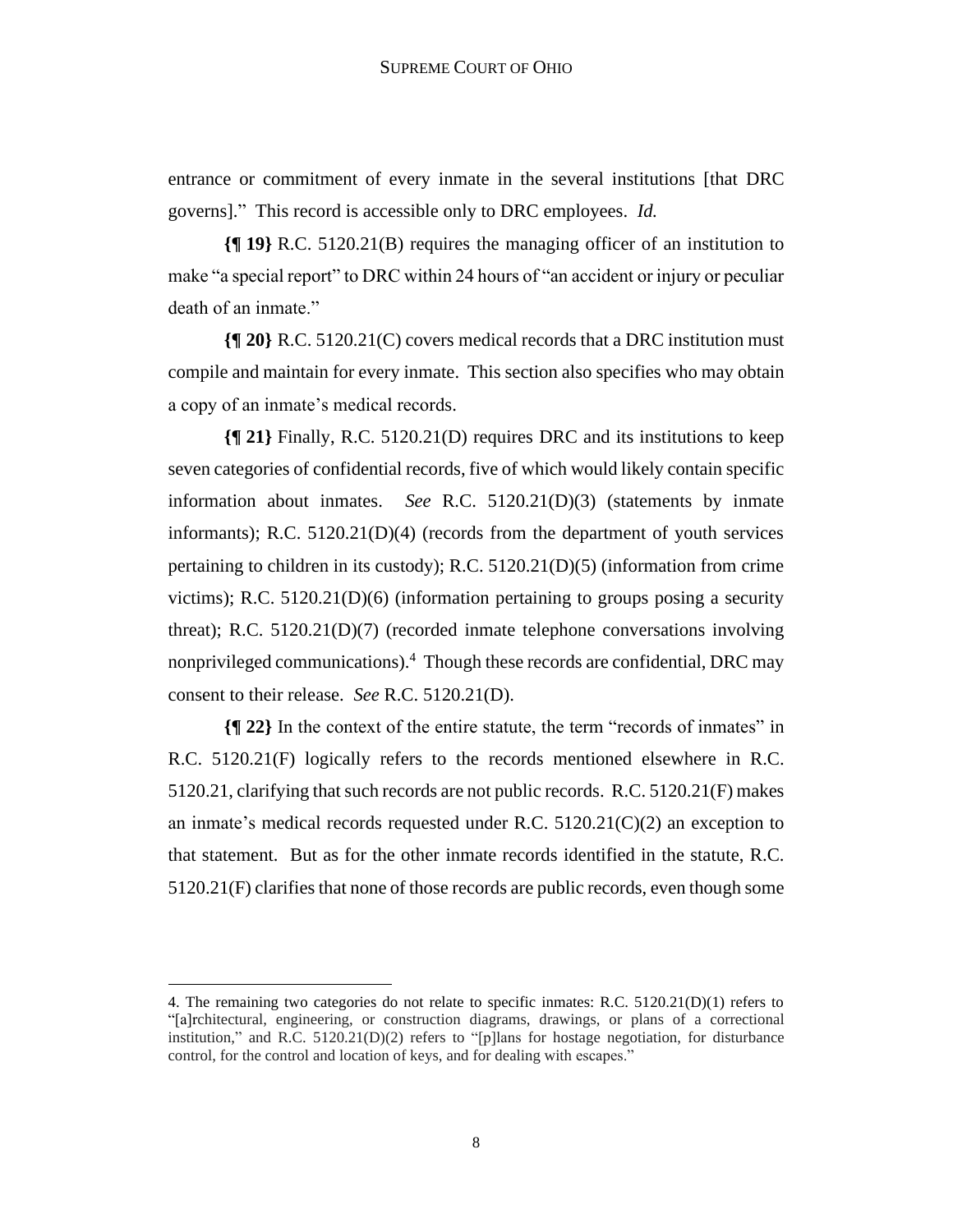entrance or commitment of every inmate in the several institutions [that DRC governs]." This record is accessible only to DRC employees. *Id.*

**{¶ 19}** R.C. 5120.21(B) requires the managing officer of an institution to make "a special report" to DRC within 24 hours of "an accident or injury or peculiar death of an inmate."

**{¶ 20}** R.C. 5120.21(C) covers medical records that a DRC institution must compile and maintain for every inmate. This section also specifies who may obtain a copy of an inmate's medical records.

**{¶ 21}** Finally, R.C. 5120.21(D) requires DRC and its institutions to keep seven categories of confidential records, five of which would likely contain specific information about inmates. *See* R.C. 5120.21(D)(3) (statements by inmate informants); R.C. 5120.21(D)(4) (records from the department of youth services pertaining to children in its custody); R.C. 5120.21(D)(5) (information from crime victims); R.C. 5120.21(D)(6) (information pertaining to groups posing a security threat); R.C. 5120.21(D)(7) (recorded inmate telephone conversations involving nonprivileged communications).[4] Though these records are confidential, DRC may consent to their release. *See* R.C. 5120.21(D).

**{¶ 22}** In the context of the entire statute, the term "records of inmates" in R.C. 5120.21(F) logically refers to the records mentioned elsewhere in R.C. 5120.21, clarifying that such records are not public records. R.C. 5120.21(F) makes an inmate's medical records requested under R.C. 5120.21(C)(2) an exception to that statement. But as for the other inmate records identified in the statute, R.C. 5120.21(F) clarifies that none of those records are public records, even though some

---

4. The remaining two categories do not relate to specific inmates: R.C. 5120.21(D)(1) refers to "[a]rchitectural, engineering, or construction diagrams, drawings, or plans of a correctional institution," and R.C. 5120.21(D)(2) refers to "[p]lans for hostage negotiation, for disturbance control, for the control and location of keys, and for dealing with escapes."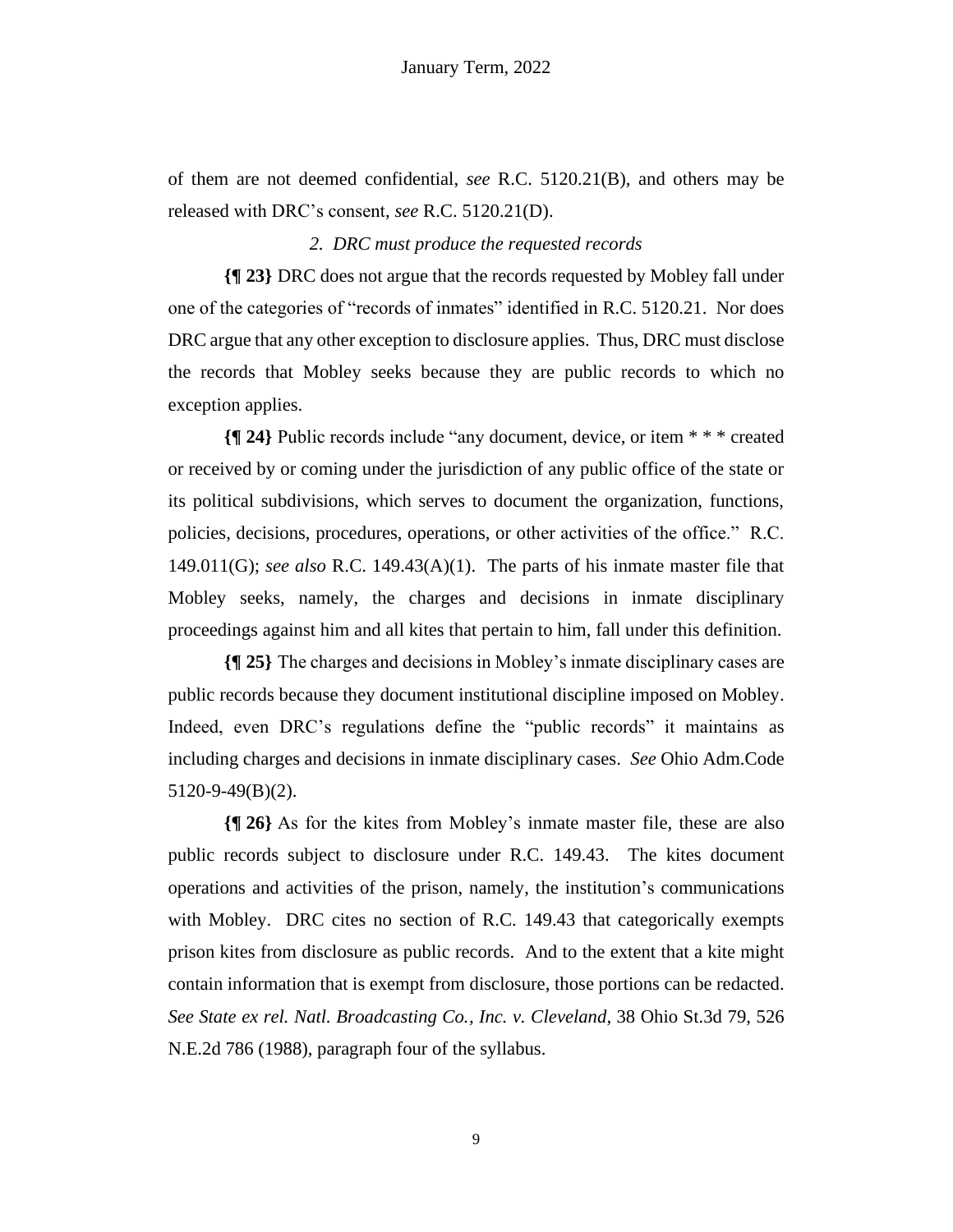of them are not deemed confidential, *see* R.C. 5120.21(B), and others may be released with DRC's consent, *see* R.C. 5120.21(D).

### *2. DRC must produce the requested records*

**{¶ 23}** DRC does not argue that the records requested by Mobley fall under one of the categories of "records of inmates" identified in R.C. 5120.21. Nor does DRC argue that any other exception to disclosure applies. Thus, DRC must disclose the records that Mobley seeks because they are public records to which no exception applies.

**{¶ 24}** Public records include "any document, device, or item * * * created or received by or coming under the jurisdiction of any public office of the state or its political subdivisions, which serves to document the organization, functions, policies, decisions, procedures, operations, or other activities of the office." R.C. 149.011(G); *see also* R.C. 149.43(A)(1). The parts of his inmate master file that Mobley seeks, namely, the charges and decisions in inmate disciplinary proceedings against him and all kites that pertain to him, fall under this definition.

**{¶ 25}** The charges and decisions in Mobley's inmate disciplinary cases are public records because they document institutional discipline imposed on Mobley. Indeed, even DRC's regulations define the "public records" it maintains as including charges and decisions in inmate disciplinary cases. *See* Ohio Adm.Code 5120-9-49(B)(2).

**{¶ 26}** As for the kites from Mobley's inmate master file, these are also public records subject to disclosure under R.C. 149.43. The kites document operations and activities of the prison, namely, the institution's communications with Mobley. DRC cites no section of R.C. 149.43 that categorically exempts prison kites from disclosure as public records. And to the extent that a kite might contain information that is exempt from disclosure, those portions can be redacted. *See State ex rel. Natl. Broadcasting Co., Inc. v. Cleveland*, 38 Ohio St.3d 79, 526 N.E.2d 786 (1988), paragraph four of the syllabus.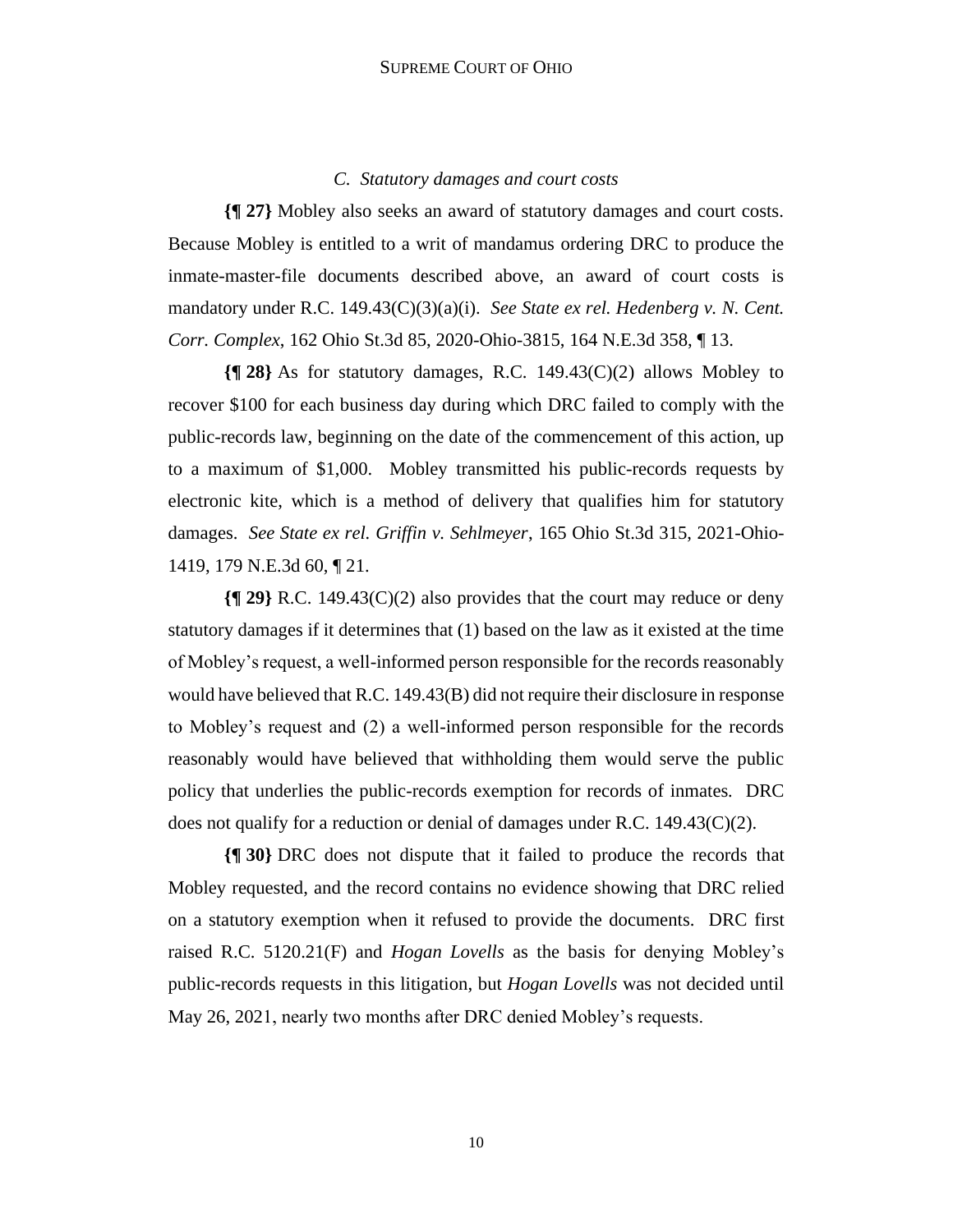### *C. Statutory damages and court costs*

**{¶ 27}** Mobley also seeks an award of statutory damages and court costs. Because Mobley is entitled to a writ of mandamus ordering DRC to produce the inmate-master-file documents described above, an award of court costs is mandatory under R.C. 149.43(C)(3)(a)(i). *See State ex rel. Hedenberg v. N. Cent. Corr. Complex*, 162 Ohio St.3d 85, 2020-Ohio-3815, 164 N.E.3d 358, ¶ 13.

**{¶ 28}** As for statutory damages, R.C. 149.43(C)(2) allows Mobley to recover $100 for each business day during which DRC failed to comply with the public-records law, beginning on the date of the commencement of this action, up to a maximum of $1,000. Mobley transmitted his public-records requests by electronic kite, which is a method of delivery that qualifies him for statutory damages. *See State ex rel. Griffin v. Sehlmeyer*, 165 Ohio St.3d 315, 2021-Ohio-1419, 179 N.E.3d 60, ¶ 21.

**{¶ 29}** R.C. 149.43(C)(2) also provides that the court may reduce or deny statutory damages if it determines that (1) based on the law as it existed at the time of Mobley's request, a well-informed person responsible for the records reasonably would have believed that R.C. 149.43(B) did not require their disclosure in response to Mobley's request and (2) a well-informed person responsible for the records reasonably would have believed that withholding them would serve the public policy that underlies the public-records exemption for records of inmates. DRC does not qualify for a reduction or denial of damages under R.C. 149.43(C)(2).

**{¶ 30}** DRC does not dispute that it failed to produce the records that Mobley requested, and the record contains no evidence showing that DRC relied on a statutory exemption when it refused to provide the documents. DRC first raised R.C. 5120.21(F) and *Hogan Lovells* as the basis for denying Mobley's public-records requests in this litigation, but *Hogan Lovells* was not decided until May 26, 2021, nearly two months after DRC denied Mobley's requests.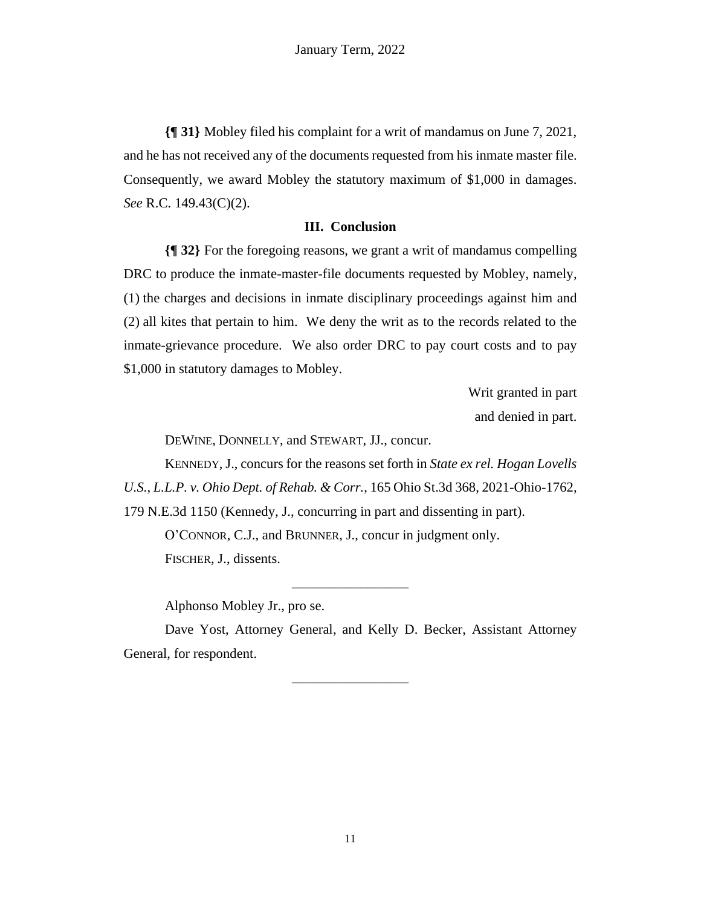**{¶ 31}** Mobley filed his complaint for a writ of mandamus on June 7, 2021, and he has not received any of the documents requested from his inmate master file. Consequently, we award Mobley the statutory maximum of $1,000 in damages. *See* R.C. 149.43(C)(2).

### III. Conclusion

**{¶ 32}** For the foregoing reasons, we grant a writ of mandamus compelling DRC to produce the inmate-master-file documents requested by Mobley, namely, (1) the charges and decisions in inmate disciplinary proceedings against him and (2) all kites that pertain to him. We deny the writ as to the records related to the inmate-grievance procedure. We also order DRC to pay court costs and to pay $1,000 in statutory damages to Mobley.

Writ granted in part
and denied in part.

DEWINE, DONNELLY, and STEWART, JJ., concur.

KENNEDY, J., concurs for the reasons set forth in *State ex rel. Hogan Lovells U.S., L.L.P. v. Ohio Dept. of Rehab. & Corr.*, 165 Ohio St.3d 368, 2021-Ohio-1762, 179 N.E.3d 1150 (Kennedy, J., concurring in part and dissenting in part).

O'CONNOR, C.J., and BRUNNER, J., concur in judgment only.

FISCHER, J., dissents.

---

Alphonso Mobley Jr., pro se.

Dave Yost, Attorney General, and Kelly D. Becker, Assistant Attorney General, for respondent.

---